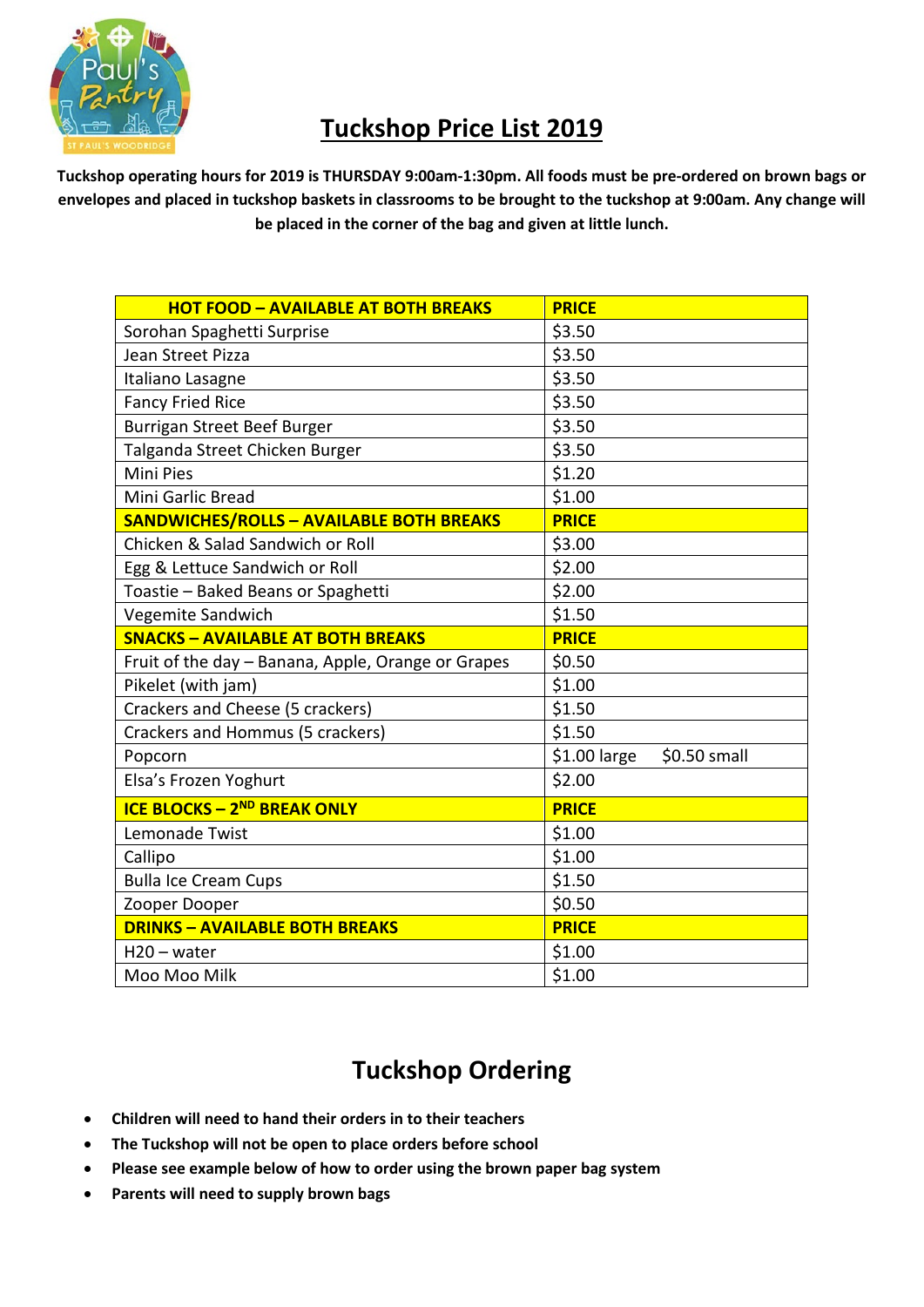# Tuckshop Price List 2019

**Tuckshop operating hours for 2019 is THURSDAY 9:00am-1:30pm. All foods must be pre-ordered on brown bags or envelopes and placed in tuckshop baskets in classrooms to be brought to the tuckshop at 9:00am. Any change will be placed in the corner of the bag and given at little lunch.**

| HOT FOOD – AVAILABLE AT BOTH BREAKS | PRICE |
|---|---|
| Sorohan Spaghetti Surprise | $3.50 |
| Jean Street Pizza | $3.50 |
| Italiano Lasagne | $3.50 |
| Fancy Fried Rice | $3.50 |
| Burrigan Street Beef Burger | $3.50 |
| Talganda Street Chicken Burger | $3.50 |
| Mini Pies | $1.20 |
| Mini Garlic Bread | $1.00 |
| **SANDWICHES/ROLLS – AVAILABLE BOTH BREAKS** | **PRICE** |
| Chicken & Salad Sandwich or Roll | $3.00 |
| Egg & Lettuce Sandwich or Roll | $2.00 |
| Toastie – Baked Beans or Spaghetti | $2.00 |
| Vegemite Sandwich | $1.50 |
| **SNACKS – AVAILABLE AT BOTH BREAKS** | **PRICE** |
| Fruit of the day – Banana, Apple, Orange or Grapes | $0.50 |
| Pikelet (with jam) | $1.00 |
| Crackers and Cheese (5 crackers) | $1.50 |
| Crackers and Hommus (5 crackers) | $1.50 |
| Popcorn | $1.00 large $0.50 small |
| Elsa's Frozen Yoghurt | $2.00 |
| **ICE BLOCKS – 2ND BREAK ONLY** | **PRICE** |
| Lemonade Twist | $1.00 |
| Callipo | $1.00 |
| Bulla Ice Cream Cups | $1.50 |
| Zooper Dooper | $0.50 |
| **DRINKS – AVAILABLE BOTH BREAKS** | **PRICE** |
| H20 – water | $1.00 |
| Moo Moo Milk | $1.00 |

## Tuckshop Ordering

- **Children will need to hand their orders in to their teachers**
- **The Tuckshop will not be open to place orders before school**
- **Please see example below of how to order using the brown paper bag system**
- **Parents will need to supply brown bags**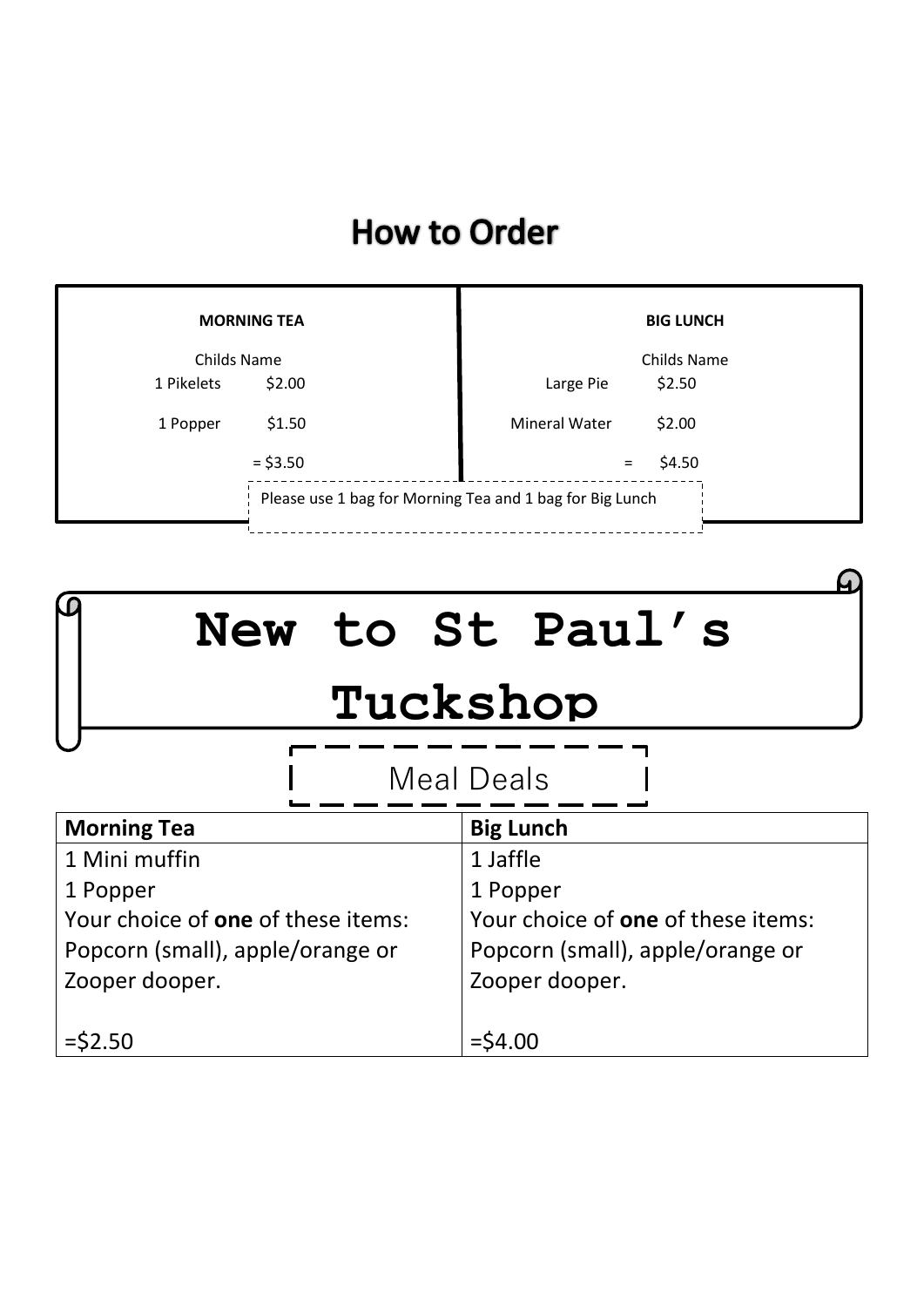# How to Order

| MORNING TEA | | BIG LUNCH | |
|---|---|---|---|
| Childs Name | | Childs Name | |
| 1 Pikelets | $2.00 | Large Pie | $2.50 |
| 1 Popper | $1.50 | Mineral Water | $2.00 |
| | = $3.50 | = | $4.50 |

Please use 1 bag for Morning Tea and 1 bag for Big Lunch

# New to St Paul's Tuckshop

## Meal Deals

| Morning Tea | Big Lunch |
|---|---|
| 1 Mini muffin<br>1 Popper<br>Your choice of **one** of these items: Popcorn (small), apple/orange or Zooper dooper.<br><br>=$2.50 | 1 Jaffle<br>1 Popper<br>Your choice of **one** of these items: Popcorn (small), apple/orange or Zooper dooper.<br><br>=$4.00 |